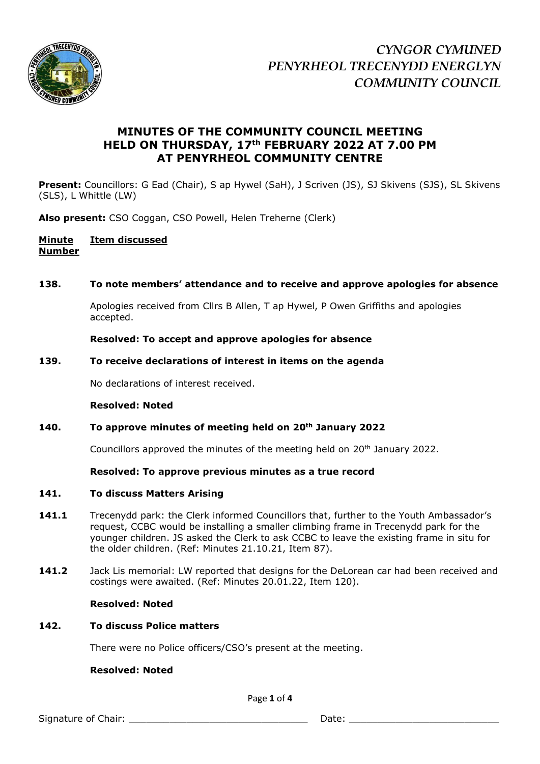*CYNGOR CYMUNED*
*PENYRHEOL TRECENYDD ENERGLYN*
*COMMUNITY COUNCIL*

## MINUTES OF THE COMMUNITY COUNCIL MEETING HELD ON THURSDAY, 17th FEBRUARY 2022 AT 7.00 PM AT PENYRHEOL COMMUNITY CENTRE

**Present:** Councillors: G Ead (Chair), S ap Hywel (SaH), J Scriven (JS), SJ Skivens (SJS), SL Skivens (SLS), L Whittle (LW)

**Also present:** CSO Coggan, CSO Powell, Helen Treherne (Clerk)

**Minute Number** | **Item discussed**

**138. To note members' attendance and to receive and approve apologies for absence**

Apologies received from Cllrs B Allen, T ap Hywel, P Owen Griffiths and apologies accepted.

**Resolved: To accept and approve apologies for absence**

**139. To receive declarations of interest in items on the agenda**

No declarations of interest received.

**Resolved: Noted**

**140. To approve minutes of meeting held on 20th January 2022**

Councillors approved the minutes of the meeting held on 20th January 2022.

**Resolved: To approve previous minutes as a true record**

**141. To discuss Matters Arising**

**141.1** Trecenydd park: the Clerk informed Councillors that, further to the Youth Ambassador's request, CCBC would be installing a smaller climbing frame in Trecenydd park for the younger children. JS asked the Clerk to ask CCBC to leave the existing frame in situ for the older children. (Ref: Minutes 21.10.21, Item 87).

**141.2** Jack Lis memorial: LW reported that designs for the DeLorean car had been received and costings were awaited. (Ref: Minutes 20.01.22, Item 120).

**Resolved: Noted**

**142. To discuss Police matters**

There were no Police officers/CSO's present at the meeting.

**Resolved: Noted**

Signature of Chair: \_\_\_\_\_\_\_\_\_\_\_\_\_\_\_\_\_\_\_\_\_\_\_\_\_\_\_\_\_\_ Date: \_\_\_\_\_\_\_\_\_\_\_\_\_\_\_\_\_\_\_\_\_\_\_\_\_\_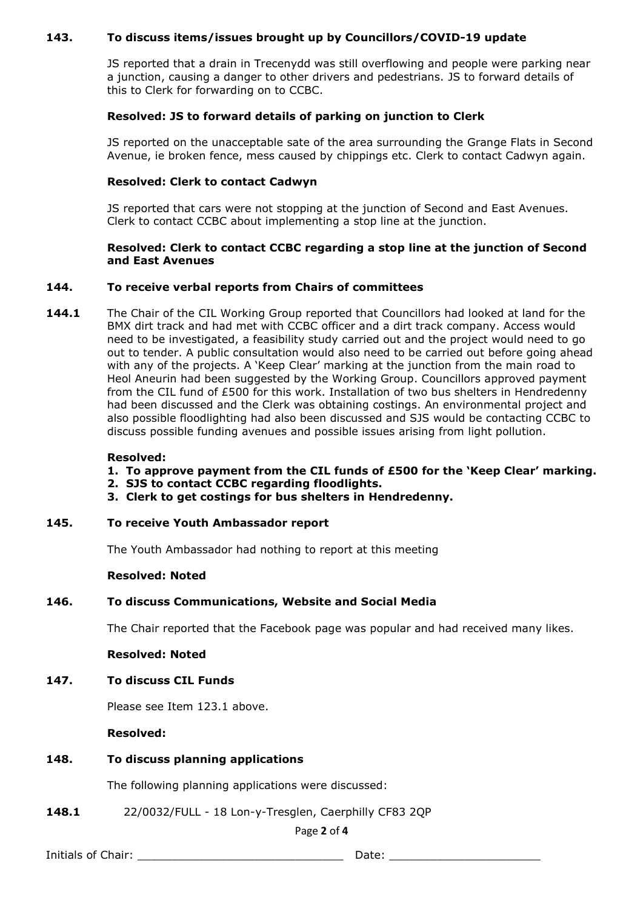**143. To discuss items/issues brought up by Councillors/COVID-19 update**

JS reported that a drain in Trecenydd was still overflowing and people were parking near a junction, causing a danger to other drivers and pedestrians. JS to forward details of this to Clerk for forwarding on to CCBC.

**Resolved: JS to forward details of parking on junction to Clerk**

JS reported on the unacceptable sate of the area surrounding the Grange Flats in Second Avenue, ie broken fence, mess caused by chippings etc. Clerk to contact Cadwyn again.

**Resolved: Clerk to contact Cadwyn**

JS reported that cars were not stopping at the junction of Second and East Avenues. Clerk to contact CCBC about implementing a stop line at the junction.

**Resolved: Clerk to contact CCBC regarding a stop line at the junction of Second and East Avenues**

**144. To receive verbal reports from Chairs of committees**

**144.1** The Chair of the CIL Working Group reported that Councillors had looked at land for the BMX dirt track and had met with CCBC officer and a dirt track company. Access would need to be investigated, a feasibility study carried out and the project would need to go out to tender. A public consultation would also need to be carried out before going ahead with any of the projects. A 'Keep Clear' marking at the junction from the main road to Heol Aneurin had been suggested by the Working Group. Councillors approved payment from the CIL fund of £500 for this work. Installation of two bus shelters in Hendredenny had been discussed and the Clerk was obtaining costings. An environmental project and also possible floodlighting had also been discussed and SJS would be contacting CCBC to discuss possible funding avenues and possible issues arising from light pollution.

**Resolved:**

1. **To approve payment from the CIL funds of £500 for the 'Keep Clear' marking.**
2. **SJS to contact CCBC regarding floodlights.**
3. **Clerk to get costings for bus shelters in Hendredenny.**

**145. To receive Youth Ambassador report**

The Youth Ambassador had nothing to report at this meeting

**Resolved: Noted**

**146. To discuss Communications, Website and Social Media**

The Chair reported that the Facebook page was popular and had received many likes.

**Resolved: Noted**

**147. To discuss CIL Funds**

Please see Item 123.1 above.

**Resolved:**

**148. To discuss planning applications**

The following planning applications were discussed:

**148.1** 22/0032/FULL - 18 Lon-y-Tresglen, Caerphilly CF83 2QP

Initials of Chair: ______________________________ Date: ______________________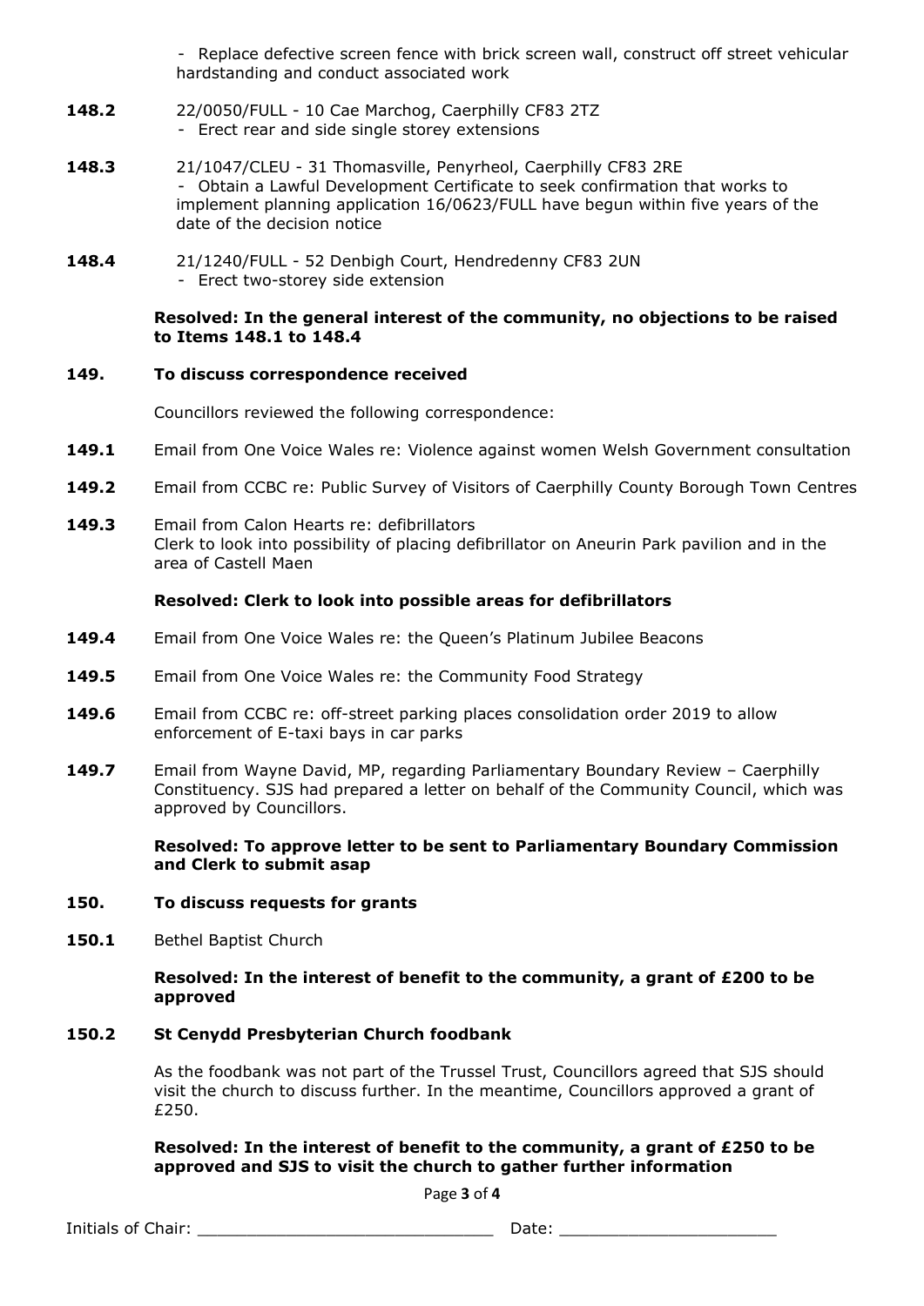- Replace defective screen fence with brick screen wall, construct off street vehicular hardstanding and conduct associated work

**148.2** 22/0050/FULL - 10 Cae Marchog, Caerphilly CF83 2TZ
- Erect rear and side single storey extensions

**148.3** 21/1047/CLEU - 31 Thomasville, Penyrheol, Caerphilly CF83 2RE
- Obtain a Lawful Development Certificate to seek confirmation that works to implement planning application 16/0623/FULL have begun within five years of the date of the decision notice

**148.4** 21/1240/FULL - 52 Denbigh Court, Hendredenny CF83 2UN
- Erect two-storey side extension

**Resolved: In the general interest of the community, no objections to be raised to Items 148.1 to 148.4**

**149. To discuss correspondence received**

Councillors reviewed the following correspondence:

**149.1** Email from One Voice Wales re: Violence against women Welsh Government consultation

**149.2** Email from CCBC re: Public Survey of Visitors of Caerphilly County Borough Town Centres

**149.3** Email from Calon Hearts re: defibrillators
Clerk to look into possibility of placing defibrillator on Aneurin Park pavilion and in the area of Castell Maen

**Resolved: Clerk to look into possible areas for defibrillators**

**149.4** Email from One Voice Wales re: the Queen's Platinum Jubilee Beacons

**149.5** Email from One Voice Wales re: the Community Food Strategy

**149.6** Email from CCBC re: off-street parking places consolidation order 2019 to allow enforcement of E-taxi bays in car parks

**149.7** Email from Wayne David, MP, regarding Parliamentary Boundary Review – Caerphilly Constituency. SJS had prepared a letter on behalf of the Community Council, which was approved by Councillors.

**Resolved: To approve letter to be sent to Parliamentary Boundary Commission and Clerk to submit asap**

**150. To discuss requests for grants**

**150.1** Bethel Baptist Church

**Resolved: In the interest of benefit to the community, a grant of £200 to be approved**

**150.2 St Cenydd Presbyterian Church foodbank**

As the foodbank was not part of the Trussel Trust, Councillors agreed that SJS should visit the church to discuss further. In the meantime, Councillors approved a grant of £250.

**Resolved: In the interest of benefit to the community, a grant of £250 to be approved and SJS to visit the church to gather further information**

Initials of Chair: ______________________________ Date: ______________________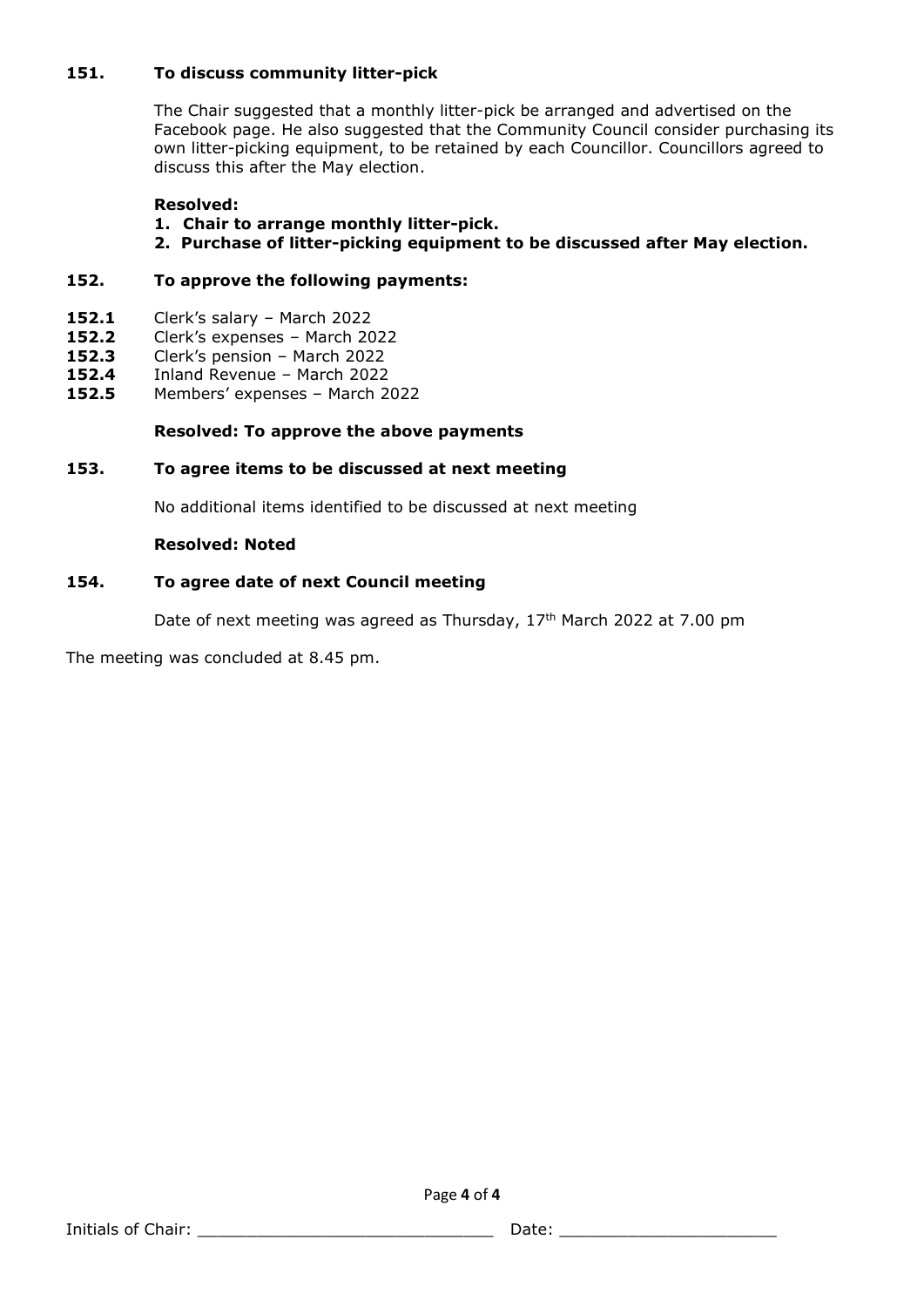**151. To discuss community litter-pick**

The Chair suggested that a monthly litter-pick be arranged and advertised on the Facebook page. He also suggested that the Community Council consider purchasing its own litter-picking equipment, to be retained by each Councillor. Councillors agreed to discuss this after the May election.

**Resolved:**

1. **Chair to arrange monthly litter-pick.**
2. **Purchase of litter-picking equipment to be discussed after May election.**

**152. To approve the following payments:**

**152.1** Clerk's salary – March 2022
**152.2** Clerk's expenses – March 2022
**152.3** Clerk's pension – March 2022
**152.4** Inland Revenue – March 2022
**152.5** Members' expenses – March 2022

**Resolved: To approve the above payments**

**153. To agree items to be discussed at next meeting**

No additional items identified to be discussed at next meeting

**Resolved: Noted**

**154. To agree date of next Council meeting**

Date of next meeting was agreed as Thursday, 17th March 2022 at 7.00 pm

The meeting was concluded at 8.45 pm.

Initials of Chair: ______________________________ Date: ______________________